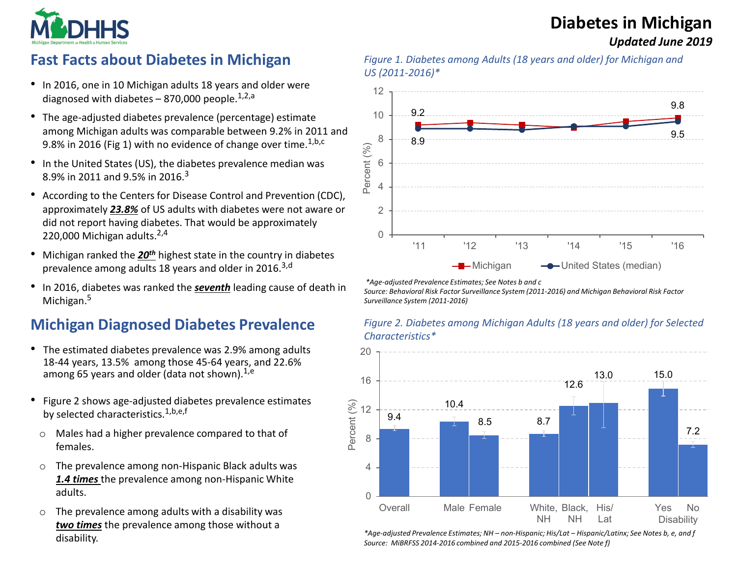# Diabetes in Michigan

***Updated June 2019***

## Fast Facts about Diabetes in Michigan

- In 2016, one in 10 Michigan adults 18 years and older were diagnosed with diabetes – 870,000 people.[1,2,a]
- The age-adjusted diabetes prevalence (percentage) estimate among Michigan adults was comparable between 9.2% in 2011 and 9.8% in 2016 (Fig 1) with no evidence of change over time.[1,b,c]
- In the United States (US), the diabetes prevalence median was 8.9% in 2011 and 9.5% in 2016.[3]
- According to the Centers for Disease Control and Prevention (CDC), approximately ***23.8%*** of US adults with diabetes were not aware or did not report having diabetes. That would be approximately 220,000 Michigan adults.[2,4]
- Michigan ranked the ***20th*** highest state in the country in diabetes prevalence among adults 18 years and older in 2016.[3,d]
- In 2016, diabetes was ranked the ***seventh*** leading cause of death in Michigan.[5]

## Michigan Diagnosed Diabetes Prevalence

- The estimated diabetes prevalence was 2.9% among adults 18-44 years, 13.5% among those 45-64 years, and 22.6% among 65 years and older (data not shown).[1,e]
- Figure 2 shows age-adjusted diabetes prevalence estimates by selected characteristics.[1,b,e,f]
  - Males had a higher prevalence compared to that of females.
  - The prevalence among non-Hispanic Black adults was ***1.4 times*** the prevalence among non-Hispanic White adults.
  - The prevalence among adults with a disability was ***two times*** the prevalence among those without a disability.

*Figure 1. Diabetes among Adults (18 years and older) for Michigan and US (2011-2016)**

| Year | Michigan | United States (median) |
|---|---|---|
| '11 | 9.2 | 8.9 |
| '16 | 9.8 | 9.5 |

*\*Age-adjusted Prevalence Estimates; See Notes b and c*
*Source: Behavioral Risk Factor Surveillance System (2011-2016) and Michigan Behavioral Risk Factor Surveillance System (2011-2016)*

*Figure 2. Diabetes among Michigan Adults (18 years and older) for Selected Characteristics**

| Characteristic | Percent (%) |
|---|---|
| Overall | 9.4 |
| Male | 10.4 |
| Female | 8.5 |
| White, NH | 8.7 |
| Black, NH | 12.6 |
| His/Lat | 13.0 |
| Disability: Yes | 15.0 |
| Disability: No | 7.2 |

*\*Age-adjusted Prevalence Estimates; NH – non-Hispanic; His/Lat – Hispanic/Latinx; See Notes b, e, and f*
*Source: MiBRFSS 2014-2016 combined and 2015-2016 combined (See Note f)*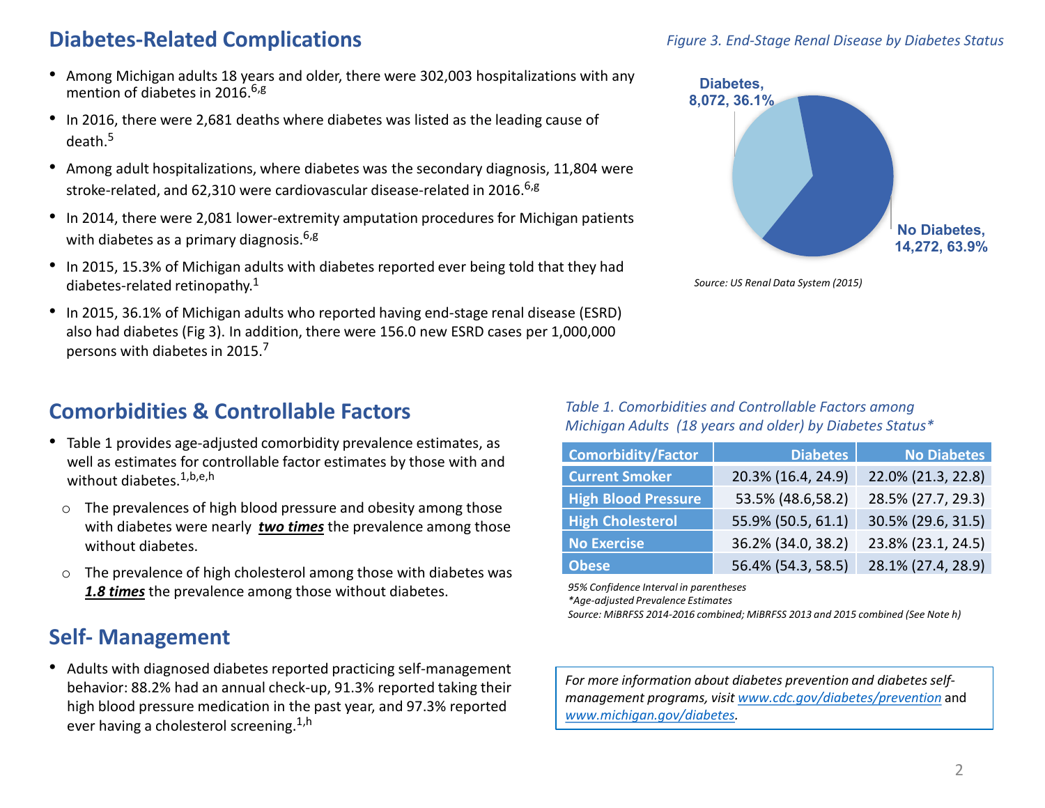## Diabetes-Related Complications

- Among Michigan adults 18 years and older, there were 302,003 hospitalizations with any mention of diabetes in 2016.[6,g]
- In 2016, there were 2,681 deaths where diabetes was listed as the leading cause of death.[5]
- Among adult hospitalizations, where diabetes was the secondary diagnosis, 11,804 were stroke-related, and 62,310 were cardiovascular disease-related in 2016.[6,g]
- In 2014, there were 2,081 lower-extremity amputation procedures for Michigan patients with diabetes as a primary diagnosis.[6,g]
- In 2015, 15.3% of Michigan adults with diabetes reported ever being told that they had diabetes-related retinopathy.[1]
- In 2015, 36.1% of Michigan adults who reported having end-stage renal disease (ESRD) also had diabetes (Fig 3). In addition, there were 156.0 new ESRD cases per 1,000,000 persons with diabetes in 2015.[7]

*Figure 3. End-Stage Renal Disease by Diabetes Status*

Diabetes, 8,072, 36.1%

No Diabetes, 14,272, 63.9%

*Source: US Renal Data System (2015)*

## Comorbidities & Controllable Factors

- Table 1 provides age-adjusted comorbidity prevalence estimates, as well as estimates for controllable factor estimates by those with and without diabetes.[1,b,e,h]
  - The prevalences of high blood pressure and obesity among those with diabetes were nearly ***two times*** the prevalence among those without diabetes.
  - The prevalence of high cholesterol among those with diabetes was ***1.8 times*** the prevalence among those without diabetes.

*Table 1. Comorbidities and Controllable Factors among Michigan Adults (18 years and older) by Diabetes Status**

| Comorbidity/Factor | Diabetes | No Diabetes |
|---|---|---|
| Current Smoker | 20.3% (16.4, 24.9) | 22.0% (21.3, 22.8) |
| High Blood Pressure | 53.5% (48.6,58.2) | 28.5% (27.7, 29.3) |
| High Cholesterol | 55.9% (50.5, 61.1) | 30.5% (29.6, 31.5) |
| No Exercise | 36.2% (34.0, 38.2) | 23.8% (23.1, 24.5) |
| Obese | 56.4% (54.3, 58.5) | 28.1% (27.4, 28.9) |

*95% Confidence Interval in parentheses*
**Age-adjusted Prevalence Estimates*
*Source: MiBRFSS 2014-2016 combined; MiBRFSS 2013 and 2015 combined (See Note h)*

## Self- Management

- Adults with diagnosed diabetes reported practicing self-management behavior: 88.2% had an annual check-up, 91.3% reported taking their high blood pressure medication in the past year, and 97.3% reported ever having a cholesterol screening.[1,h]

*For more information about diabetes prevention and diabetes self-management programs, visit www.cdc.gov/diabetes/prevention and www.michigan.gov/diabetes.*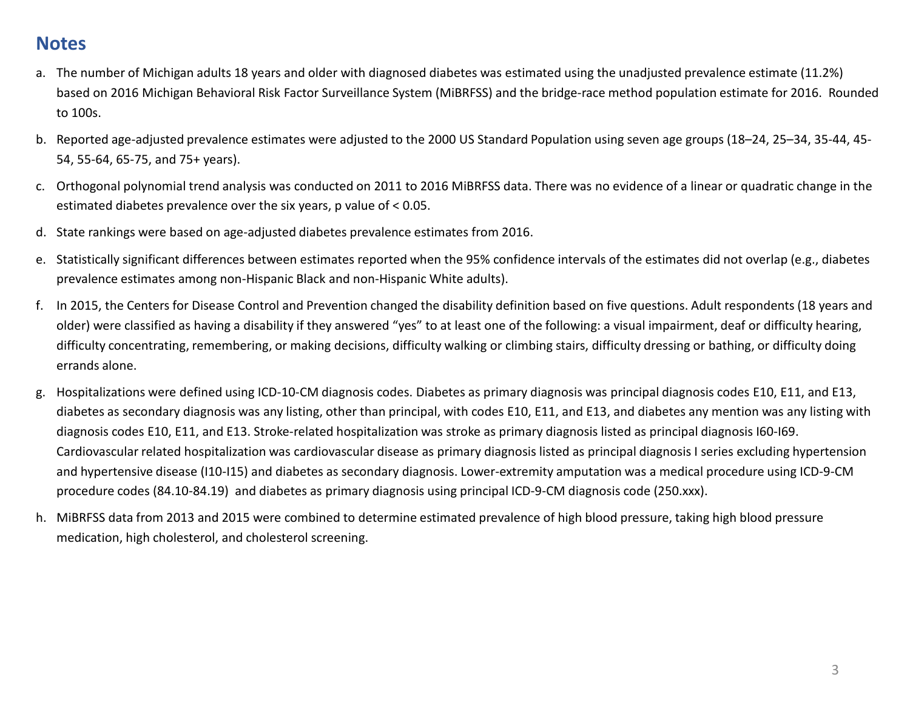## Notes

a. The number of Michigan adults 18 years and older with diagnosed diabetes was estimated using the unadjusted prevalence estimate (11.2%) based on 2016 Michigan Behavioral Risk Factor Surveillance System (MiBRFSS) and the bridge-race method population estimate for 2016. Rounded to 100s.

b. Reported age-adjusted prevalence estimates were adjusted to the 2000 US Standard Population using seven age groups (18–24, 25–34, 35-44, 45-54, 55-64, 65-75, and 75+ years).

c. Orthogonal polynomial trend analysis was conducted on 2011 to 2016 MiBRFSS data. There was no evidence of a linear or quadratic change in the estimated diabetes prevalence over the six years, p value of $< 0.05$.

d. State rankings were based on age-adjusted diabetes prevalence estimates from 2016.

e. Statistically significant differences between estimates reported when the 95% confidence intervals of the estimates did not overlap (e.g., diabetes prevalence estimates among non-Hispanic Black and non-Hispanic White adults).

f. In 2015, the Centers for Disease Control and Prevention changed the disability definition based on five questions. Adult respondents (18 years and older) were classified as having a disability if they answered "yes" to at least one of the following: a visual impairment, deaf or difficulty hearing, difficulty concentrating, remembering, or making decisions, difficulty walking or climbing stairs, difficulty dressing or bathing, or difficulty doing errands alone.

g. Hospitalizations were defined using ICD-10-CM diagnosis codes. Diabetes as primary diagnosis was principal diagnosis codes E10, E11, and E13, diabetes as secondary diagnosis was any listing, other than principal, with codes E10, E11, and E13, and diabetes any mention was any listing with diagnosis codes E10, E11, and E13. Stroke-related hospitalization was stroke as primary diagnosis listed as principal diagnosis I60-I69. Cardiovascular related hospitalization was cardiovascular disease as primary diagnosis listed as principal diagnosis I series excluding hypertension and hypertensive disease (I10-I15) and diabetes as secondary diagnosis. Lower-extremity amputation was a medical procedure using ICD-9-CM procedure codes (84.10-84.19) and diabetes as primary diagnosis using principal ICD-9-CM diagnosis code (250.xxx).

h. MiBRFSS data from 2013 and 2015 were combined to determine estimated prevalence of high blood pressure, taking high blood pressure medication, high cholesterol, and cholesterol screening.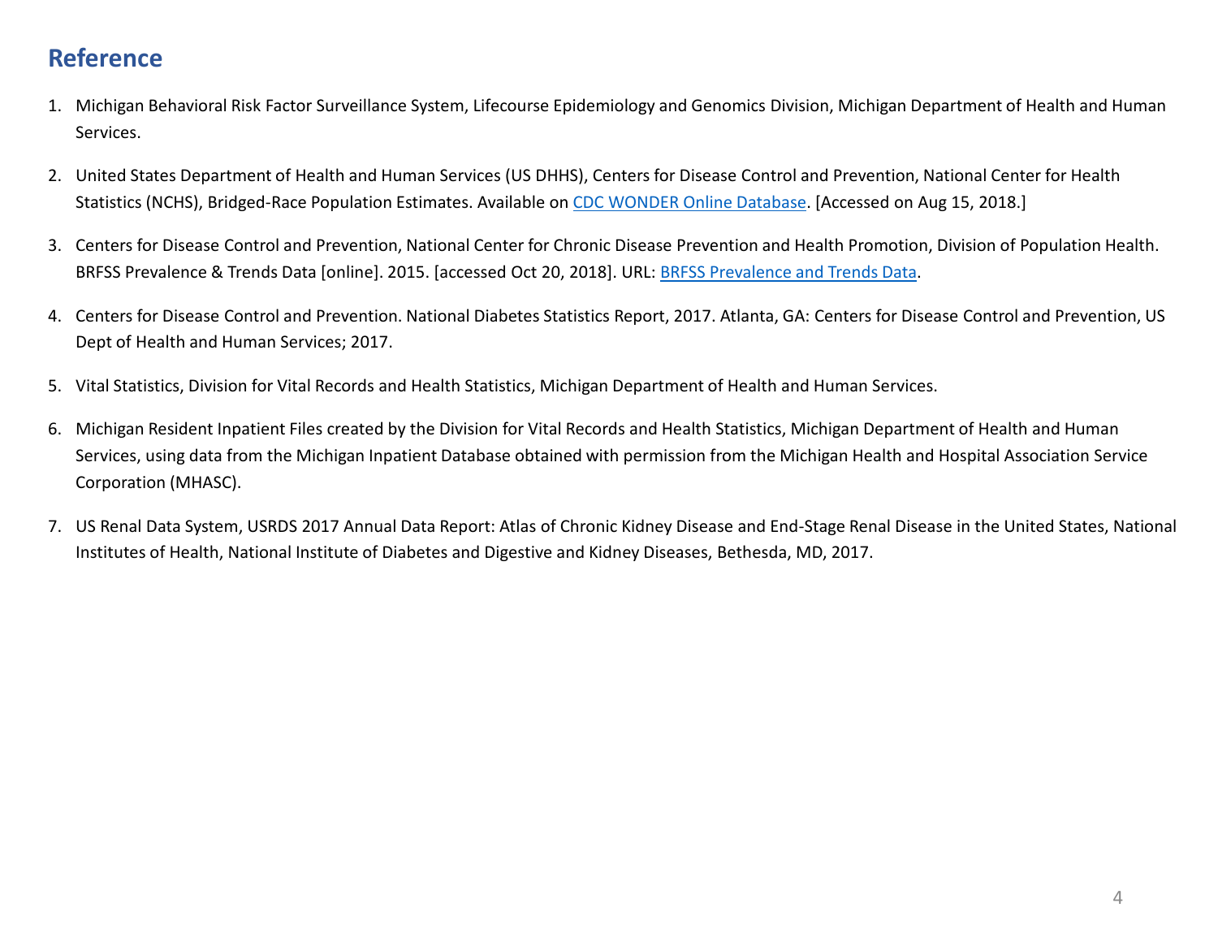## Reference

1. Michigan Behavioral Risk Factor Surveillance System, Lifecourse Epidemiology and Genomics Division, Michigan Department of Health and Human Services.

2. United States Department of Health and Human Services (US DHHS), Centers for Disease Control and Prevention, National Center for Health Statistics (NCHS), Bridged-Race Population Estimates. Available on CDC WONDER Online Database. [Accessed on Aug 15, 2018.]

3. Centers for Disease Control and Prevention, National Center for Chronic Disease Prevention and Health Promotion, Division of Population Health. BRFSS Prevalence & Trends Data [online]. 2015. [accessed Oct 20, 2018]. URL: BRFSS Prevalence and Trends Data.

4. Centers for Disease Control and Prevention. National Diabetes Statistics Report, 2017. Atlanta, GA: Centers for Disease Control and Prevention, US Dept of Health and Human Services; 2017.

5. Vital Statistics, Division for Vital Records and Health Statistics, Michigan Department of Health and Human Services.

6. Michigan Resident Inpatient Files created by the Division for Vital Records and Health Statistics, Michigan Department of Health and Human Services, using data from the Michigan Inpatient Database obtained with permission from the Michigan Health and Hospital Association Service Corporation (MHASC).

7. US Renal Data System, USRDS 2017 Annual Data Report: Atlas of Chronic Kidney Disease and End-Stage Renal Disease in the United States, National Institutes of Health, National Institute of Diabetes and Digestive and Kidney Diseases, Bethesda, MD, 2017.